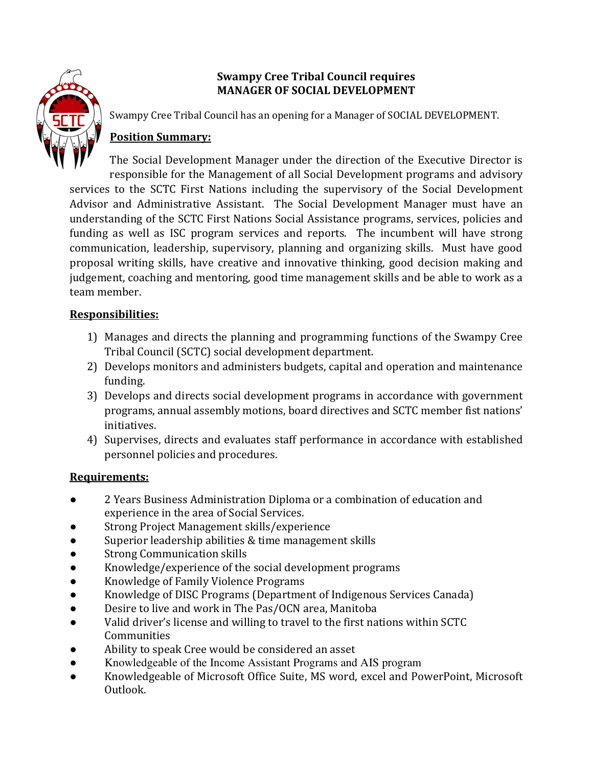**Swampy Cree Tribal Council requires**
**MANAGER OF SOCIAL DEVELOPMENT**

Swampy Cree Tribal Council has an opening for a Manager of SOCIAL DEVELOPMENT.

## Position Summary:

The Social Development Manager under the direction of the Executive Director is responsible for the Management of all Social Development programs and advisory services to the SCTC First Nations including the supervisory of the Social Development Advisor and Administrative Assistant. The Social Development Manager must have an understanding of the SCTC First Nations Social Assistance programs, services, policies and funding as well as ISC program services and reports. The incumbent will have strong communication, leadership, supervisory, planning and organizing skills. Must have good proposal writing skills, have creative and innovative thinking, good decision making and judgement, coaching and mentoring, good time management skills and be able to work as a team member.

## Responsibilities:

1) Manages and directs the planning and programming functions of the Swampy Cree Tribal Council (SCTC) social development department.
2) Develops monitors and administers budgets, capital and operation and maintenance funding.
3) Develops and directs social development programs in accordance with government programs, annual assembly motions, board directives and SCTC member fist nations' initiatives.
4) Supervises, directs and evaluates staff performance in accordance with established personnel policies and procedures.

## Requirements:

- 2 Years Business Administration Diploma or a combination of education and experience in the area of Social Services.
- Strong Project Management skills/experience
- Superior leadership abilities & time management skills
- Strong Communication skills
- Knowledge/experience of the social development programs
- Knowledge of Family Violence Programs
- Knowledge of DISC Programs (Department of Indigenous Services Canada)
- Desire to live and work in The Pas/OCN area, Manitoba
- Valid driver's license and willing to travel to the first nations within SCTC Communities
- Ability to speak Cree would be considered an asset
- Knowledgeable of the Income Assistant Programs and AIS program
- Knowledgeable of Microsoft Office Suite, MS word, excel and PowerPoint, Microsoft Outlook.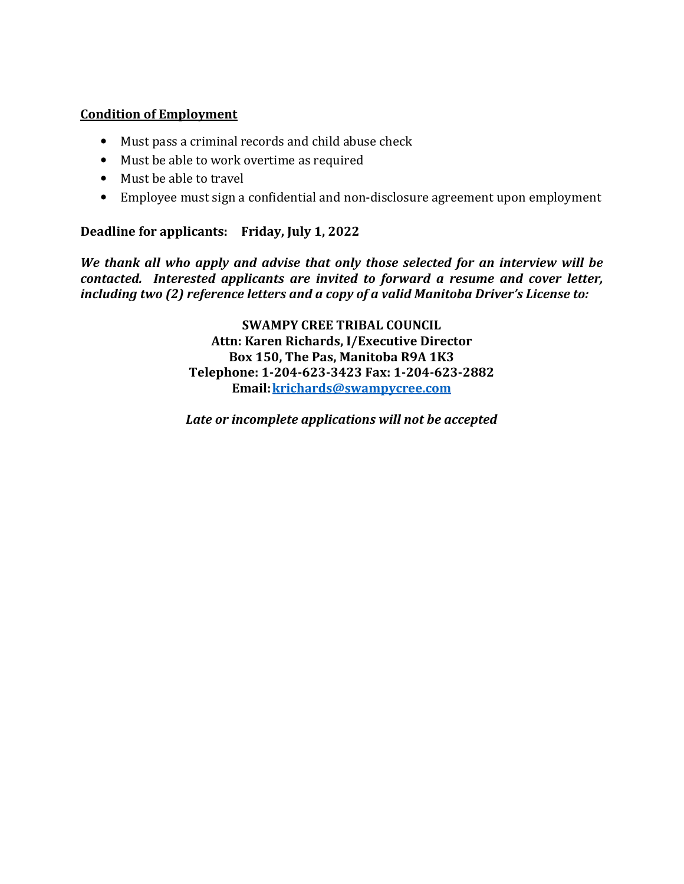**Condition of Employment**

- Must pass a criminal records and child abuse check
- Must be able to work overtime as required
- Must be able to travel
- Employee must sign a confidential and non-disclosure agreement upon employment

**Deadline for applicants: Friday, July 1, 2022**

***We thank all who apply and advise that only those selected for an interview will be contacted. Interested applicants are invited to forward a resume and cover letter, including two (2) reference letters and a copy of a valid Manitoba Driver's License to:***

**SWAMPY CREE TRIBAL COUNCIL**
**Attn: Karen Richards, I/Executive Director**
**Box 150, The Pas, Manitoba R9A 1K3**
**Telephone: 1-204-623-3423 Fax: 1-204-623-2882**
**Email: krichards@swampycree.com**

***Late or incomplete applications will not be accepted***